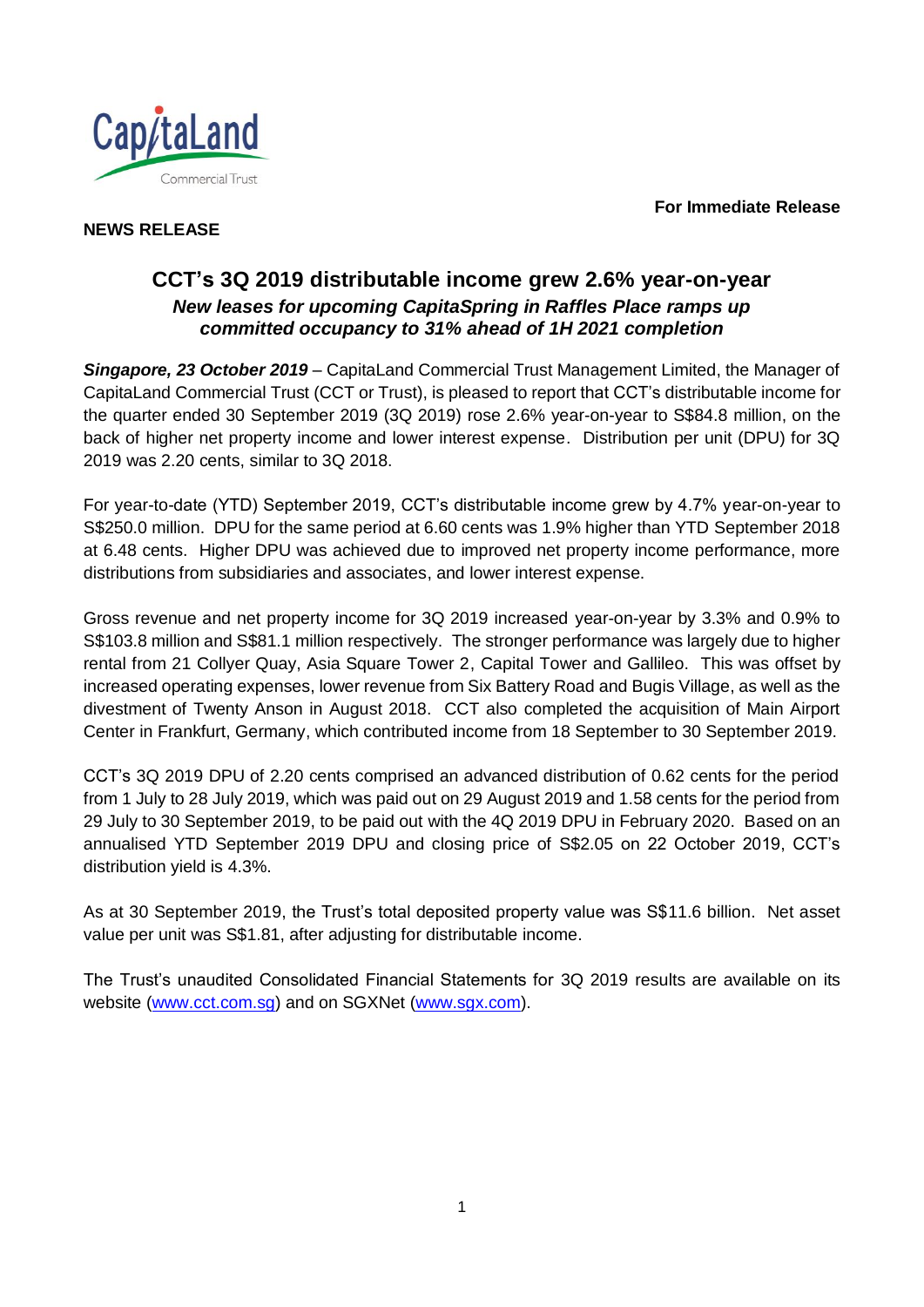**For Immediate Release**

**NEWS RELEASE**

# CCT's 3Q 2019 distributable income grew 2.6% year-on-year

### *New leases for upcoming CapitaSpring in Raffles Place ramps up committed occupancy to 31% ahead of 1H 2021 completion*

***Singapore, 23 October 2019*** – CapitaLand Commercial Trust Management Limited, the Manager of CapitaLand Commercial Trust (CCT or Trust), is pleased to report that CCT's distributable income for the quarter ended 30 September 2019 (3Q 2019) rose 2.6% year-on-year to S$84.8 million, on the back of higher net property income and lower interest expense. Distribution per unit (DPU) for 3Q 2019 was 2.20 cents, similar to 3Q 2018.

For year-to-date (YTD) September 2019, CCT's distributable income grew by 4.7% year-on-year to S$250.0 million. DPU for the same period at 6.60 cents was 1.9% higher than YTD September 2018 at 6.48 cents. Higher DPU was achieved due to improved net property income performance, more distributions from subsidiaries and associates, and lower interest expense.

Gross revenue and net property income for 3Q 2019 increased year-on-year by 3.3% and 0.9% to S$103.8 million and S$81.1 million respectively. The stronger performance was largely due to higher rental from 21 Collyer Quay, Asia Square Tower 2, Capital Tower and Gallileo. This was offset by increased operating expenses, lower revenue from Six Battery Road and Bugis Village, as well as the divestment of Twenty Anson in August 2018. CCT also completed the acquisition of Main Airport Center in Frankfurt, Germany, which contributed income from 18 September to 30 September 2019.

CCT's 3Q 2019 DPU of 2.20 cents comprised an advanced distribution of 0.62 cents for the period from 1 July to 28 July 2019, which was paid out on 29 August 2019 and 1.58 cents for the period from 29 July to 30 September 2019, to be paid out with the 4Q 2019 DPU in February 2020. Based on an annualised YTD September 2019 DPU and closing price of S$2.05 on 22 October 2019, CCT's distribution yield is 4.3%.

As at 30 September 2019, the Trust's total deposited property value was S$11.6 billion. Net asset value per unit was S$1.81, after adjusting for distributable income.

The Trust's unaudited Consolidated Financial Statements for 3Q 2019 results are available on its website (www.cct.com.sg) and on SGXNet (www.sgx.com).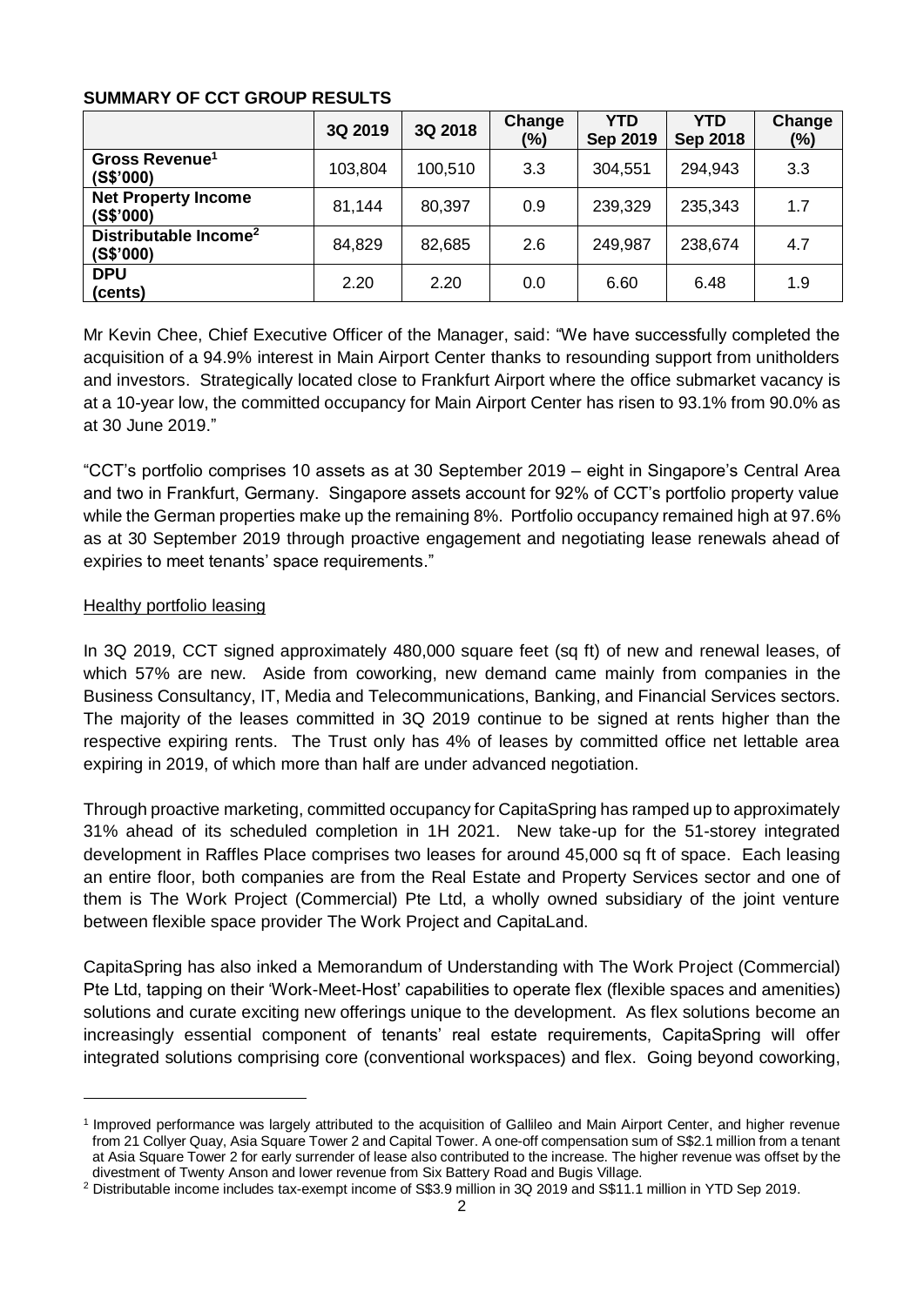**SUMMARY OF CCT GROUP RESULTS**

| | 3Q 2019 | 3Q 2018 | Change (%) | YTD Sep 2019 | YTD Sep 2018 | Change (%) |
|---|---|---|---|---|---|---|
| **Gross Revenue[1] (S$'000)** | 103,804 | 100,510 | 3.3 | 304,551 | 294,943 | 3.3 |
| **Net Property Income (S$'000)** | 81,144 | 80,397 | 0.9 | 239,329 | 235,343 | 1.7 |
| **Distributable Income[2] (S$'000)** | 84,829 | 82,685 | 2.6 | 249,987 | 238,674 | 4.7 |
| **DPU (cents)** | 2.20 | 2.20 | 0.0 | 6.60 | 6.48 | 1.9 |

Mr Kevin Chee, Chief Executive Officer of the Manager, said: "We have successfully completed the acquisition of a 94.9% interest in Main Airport Center thanks to resounding support from unitholders and investors. Strategically located close to Frankfurt Airport where the office submarket vacancy is at a 10-year low, the committed occupancy for Main Airport Center has risen to 93.1% from 90.0% as at 30 June 2019."

"CCT's portfolio comprises 10 assets as at 30 September 2019 – eight in Singapore's Central Area and two in Frankfurt, Germany. Singapore assets account for 92% of CCT's portfolio property value while the German properties make up the remaining 8%. Portfolio occupancy remained high at 97.6% as at 30 September 2019 through proactive engagement and negotiating lease renewals ahead of expiries to meet tenants' space requirements."

Healthy portfolio leasing

In 3Q 2019, CCT signed approximately 480,000 square feet (sq ft) of new and renewal leases, of which 57% are new. Aside from coworking, new demand came mainly from companies in the Business Consultancy, IT, Media and Telecommunications, Banking, and Financial Services sectors. The majority of the leases committed in 3Q 2019 continue to be signed at rents higher than the respective expiring rents. The Trust only has 4% of leases by committed office net lettable area expiring in 2019, of which more than half are under advanced negotiation.

Through proactive marketing, committed occupancy for CapitaSpring has ramped up to approximately 31% ahead of its scheduled completion in 1H 2021. New take-up for the 51-storey integrated development in Raffles Place comprises two leases for around 45,000 sq ft of space. Each leasing an entire floor, both companies are from the Real Estate and Property Services sector and one of them is The Work Project (Commercial) Pte Ltd, a wholly owned subsidiary of the joint venture between flexible space provider The Work Project and CapitaLand.

CapitaSpring has also inked a Memorandum of Understanding with The Work Project (Commercial) Pte Ltd, tapping on their 'Work-Meet-Host' capabilities to operate flex (flexible spaces and amenities) solutions and curate exciting new offerings unique to the development. As flex solutions become an increasingly essential component of tenants' real estate requirements, CapitaSpring will offer integrated solutions comprising core (conventional workspaces) and flex. Going beyond coworking,

---

[1] Improved performance was largely attributed to the acquisition of Gallileo and Main Airport Center, and higher revenue from 21 Collyer Quay, Asia Square Tower 2 and Capital Tower. A one-off compensation sum of S$2.1 million from a tenant at Asia Square Tower 2 for early surrender of lease also contributed to the increase. The higher revenue was offset by the divestment of Twenty Anson and lower revenue from Six Battery Road and Bugis Village.

[2] Distributable income includes tax-exempt income of S$3.9 million in 3Q 2019 and S$11.1 million in YTD Sep 2019.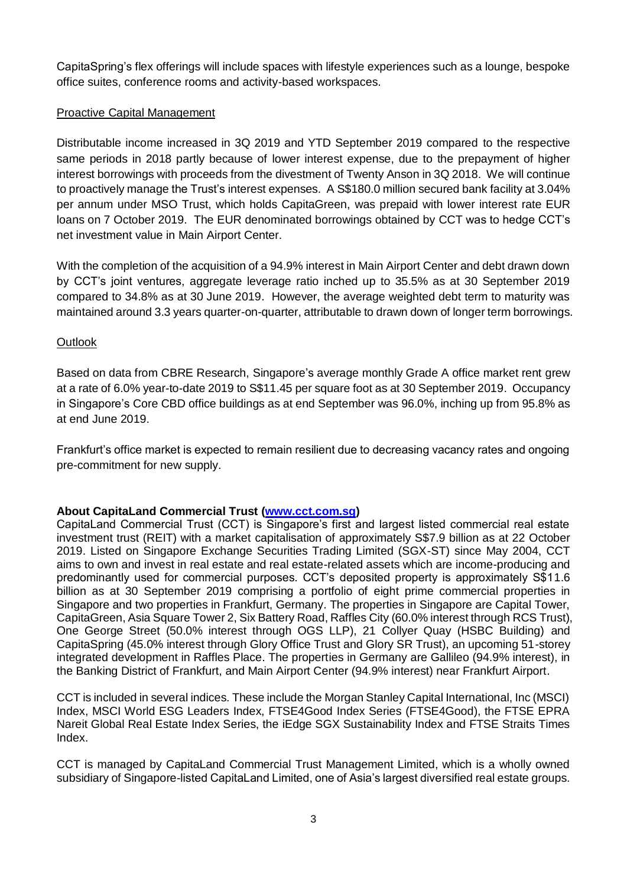CapitaSpring's flex offerings will include spaces with lifestyle experiences such as a lounge, bespoke office suites, conference rooms and activity-based workspaces.

Proactive Capital Management

Distributable income increased in 3Q 2019 and YTD September 2019 compared to the respective same periods in 2018 partly because of lower interest expense, due to the prepayment of higher interest borrowings with proceeds from the divestment of Twenty Anson in 3Q 2018. We will continue to proactively manage the Trust's interest expenses. A S$180.0 million secured bank facility at 3.04% per annum under MSO Trust, which holds CapitaGreen, was prepaid with lower interest rate EUR loans on 7 October 2019. The EUR denominated borrowings obtained by CCT was to hedge CCT's net investment value in Main Airport Center.

With the completion of the acquisition of a 94.9% interest in Main Airport Center and debt drawn down by CCT's joint ventures, aggregate leverage ratio inched up to 35.5% as at 30 September 2019 compared to 34.8% as at 30 June 2019. However, the average weighted debt term to maturity was maintained around 3.3 years quarter-on-quarter, attributable to drawn down of longer term borrowings.

Outlook

Based on data from CBRE Research, Singapore's average monthly Grade A office market rent grew at a rate of 6.0% year-to-date 2019 to S$11.45 per square foot as at 30 September 2019. Occupancy in Singapore's Core CBD office buildings as at end September was 96.0%, inching up from 95.8% as at end June 2019.

Frankfurt's office market is expected to remain resilient due to decreasing vacancy rates and ongoing pre-commitment for new supply.

**About CapitaLand Commercial Trust (www.cct.com.sg)**

CapitaLand Commercial Trust (CCT) is Singapore's first and largest listed commercial real estate investment trust (REIT) with a market capitalisation of approximately S$7.9 billion as at 22 October 2019. Listed on Singapore Exchange Securities Trading Limited (SGX-ST) since May 2004, CCT aims to own and invest in real estate and real estate-related assets which are income-producing and predominantly used for commercial purposes. CCT's deposited property is approximately S$11.6 billion as at 30 September 2019 comprising a portfolio of eight prime commercial properties in Singapore and two properties in Frankfurt, Germany. The properties in Singapore are Capital Tower, CapitaGreen, Asia Square Tower 2, Six Battery Road, Raffles City (60.0% interest through RCS Trust), One George Street (50.0% interest through OGS LLP), 21 Collyer Quay (HSBC Building) and CapitaSpring (45.0% interest through Glory Office Trust and Glory SR Trust), an upcoming 51-storey integrated development in Raffles Place. The properties in Germany are Gallileo (94.9% interest), in the Banking District of Frankfurt, and Main Airport Center (94.9% interest) near Frankfurt Airport.

CCT is included in several indices. These include the Morgan Stanley Capital International, Inc (MSCI) Index, MSCI World ESG Leaders Index, FTSE4Good Index Series (FTSE4Good), the FTSE EPRA Nareit Global Real Estate Index Series, the iEdge SGX Sustainability Index and FTSE Straits Times Index.

CCT is managed by CapitaLand Commercial Trust Management Limited, which is a wholly owned subsidiary of Singapore-listed CapitaLand Limited, one of Asia's largest diversified real estate groups.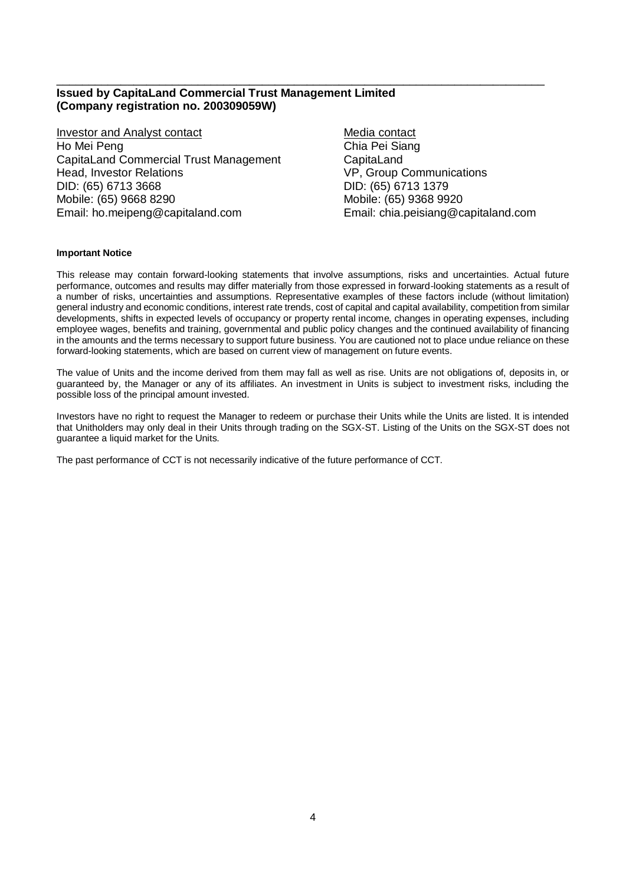**Issued by CapitaLand Commercial Trust Management Limited**
**(Company registration no. 200309059W)**

Investor and Analyst contact
Ho Mei Peng
CapitaLand Commercial Trust Management
Head, Investor Relations
DID: (65) 6713 3668
Mobile: (65) 9668 8290
Email: ho.meipeng@capitaland.com

Media contact
Chia Pei Siang
CapitaLand
VP, Group Communications
DID: (65) 6713 1379
Mobile: (65) 9368 9920
Email: chia.peisiang@capitaland.com

**Important Notice**

This release may contain forward-looking statements that involve assumptions, risks and uncertainties. Actual future performance, outcomes and results may differ materially from those expressed in forward-looking statements as a result of a number of risks, uncertainties and assumptions. Representative examples of these factors include (without limitation) general industry and economic conditions, interest rate trends, cost of capital and capital availability, competition from similar developments, shifts in expected levels of occupancy or property rental income, changes in operating expenses, including employee wages, benefits and training, governmental and public policy changes and the continued availability of financing in the amounts and the terms necessary to support future business. You are cautioned not to place undue reliance on these forward-looking statements, which are based on current view of management on future events.

The value of Units and the income derived from them may fall as well as rise. Units are not obligations of, deposits in, or guaranteed by, the Manager or any of its affiliates. An investment in Units is subject to investment risks, including the possible loss of the principal amount invested.

Investors have no right to request the Manager to redeem or purchase their Units while the Units are listed. It is intended that Unitholders may only deal in their Units through trading on the SGX-ST. Listing of the Units on the SGX-ST does not guarantee a liquid market for the Units.

The past performance of CCT is not necessarily indicative of the future performance of CCT.